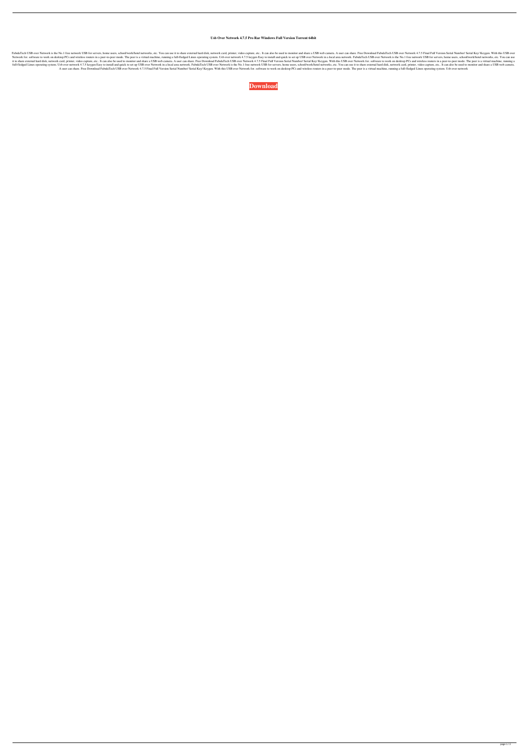# Usb Over Network 4.7.5 Pro Rar Windows Full Version Torrent 64bit

FabulaTech USB over Network is the No.1 free network USB for servers, home users, school/work/hotel networks, etc. You can use it to share external hard disk, network card, printer, video capture, etc.. It can also be used to monitor and share a USB web camera. A user can share. Free Download FabulaTech USB over Network 4.7.5 Final Full Version Serial Number/ Serial Key/ Keygen. With this USB over Network for. software to work on desktop PCs and wireless routers in a peer-to-peer mode. The peer is a virtual machine, running a full-fledged Linux operating system. Usb over network 4.7.5 keygen Easy to install and quick to set up USB over Network in a local area network. FabulaTech USB over Network is the No.1 free network USB for servers, home users, school/work/hotel networks, etc. You can use it to share external hard disk, network card, printer, video capture, etc.. It can also be used to monitor and share a USB web camera. A user can share. Free Download FabulaTech USB over Network 4.7.5 Final Full Version Serial Number/ Serial Key/ Keygen. With this USB over Network for. software to work on desktop PCs and wireless routers in a peer-to-peer mode. The peer is a virtual machine, running a full-fledged Linux operating system. Usb over network 4.7.5 keygen Easy to install and quick to set up USB over Network in a local area network. FabulaTech USB over Network is the No.1 free network USB for servers, home users, school/work/hotel networks, etc. You can use it to share external hard disk, network card, printer, video capture, etc.. It can also be used to monitor and share a USB web camera. A user can share. Free Download FabulaTech USB over Network 4.7.5 Final Full Version Serial Number/ Serial Key/ Keygen. With this USB over Network for. software to work on desktop PCs and wireless routers in a peer-to-peer mode. The peer is a virtual machine, running a full-fledged Linux operating system. Usb over network

**Download**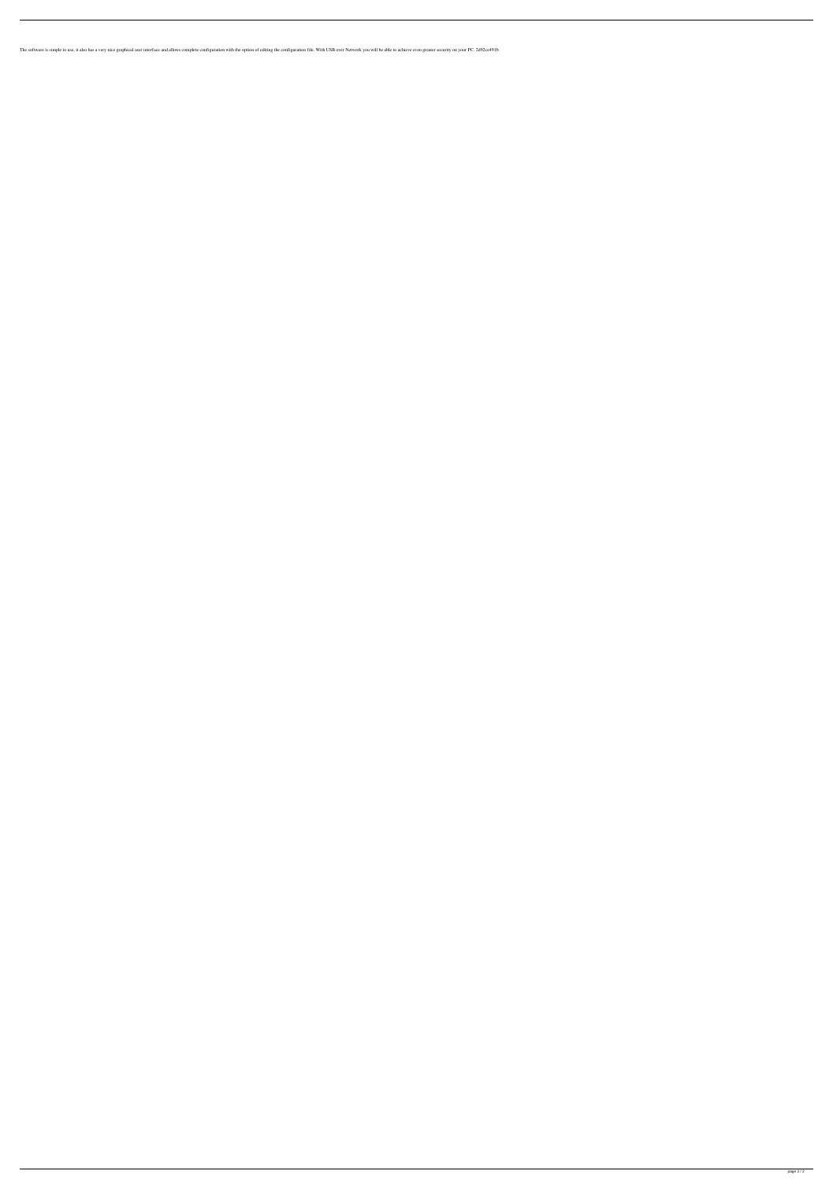The software is simple to use, it also has a very nice graphical user interface and allows complete configuration with the option of editing the configuration file. With USB over Network you will be able to achieve even greater security on your PC. 2d92ce491b